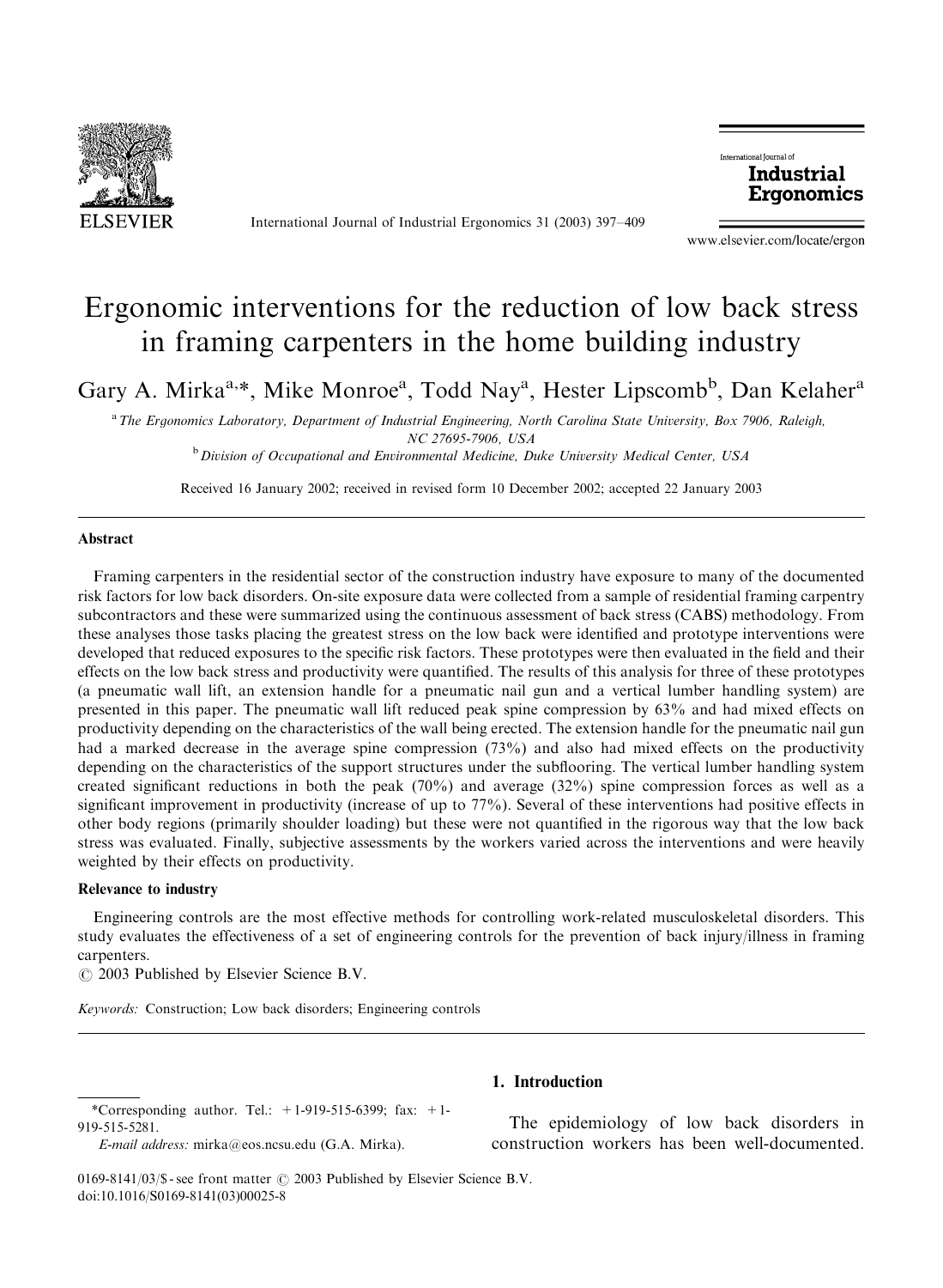# Ergonomic interventions for the reduction of low back stress in framing carpenters in the home building industry

Gary A. Mirka[a,*], Mike Monroe[a], Todd Nay[a], Hester Lipscomb[b], Dan Kelaher[a]

[a] *The Ergonomics Laboratory, Department of Industrial Engineering, North Carolina State University, Box 7906, Raleigh, NC 27695-7906, USA*

[b] *Division of Occupational and Environmental Medicine, Duke University Medical Center, USA*

Received 16 January 2002; received in revised form 10 December 2002; accepted 22 January 2003

## Abstract

Framing carpenters in the residential sector of the construction industry have exposure to many of the documented risk factors for low back disorders. On-site exposure data were collected from a sample of residential framing carpentry subcontractors and these were summarized using the continuous assessment of back stress (CABS) methodology. From these analyses those tasks placing the greatest stress on the low back were identified and prototype interventions were developed that reduced exposures to the specific risk factors. These prototypes were then evaluated in the field and their effects on the low back stress and productivity were quantified. The results of this analysis for three of these prototypes (a pneumatic wall lift, an extension handle for a pneumatic nail gun and a vertical lumber handling system) are presented in this paper. The pneumatic wall lift reduced peak spine compression by 63% and had mixed effects on productivity depending on the characteristics of the wall being erected. The extension handle for the pneumatic nail gun had a marked decrease in the average spine compression (73%) and also had mixed effects on the productivity depending on the characteristics of the support structures under the subflooring. The vertical lumber handling system created significant reductions in both the peak (70%) and average (32%) spine compression forces as well as a significant improvement in productivity (increase of up to 77%). Several of these interventions had positive effects in other body regions (primarily shoulder loading) but these were not quantified in the rigorous way that the low back stress was evaluated. Finally, subjective assessments by the workers varied across the interventions and were heavily weighted by their effects on productivity.

### Relevance to industry

Engineering controls are the most effective methods for controlling work-related musculoskeletal disorders. This study evaluates the effectiveness of a set of engineering controls for the prevention of back injury/illness in framing carpenters.

© 2003 Published by Elsevier Science B.V.

*Keywords:* Construction; Low back disorders; Engineering controls

## 1. Introduction

The epidemiology of low back disorders in construction workers has been well-documented.

---

*Corresponding author. Tel.: +1-919-515-6399; fax: +1-919-515-5281.

*E-mail address:* mirka@eos.ncsu.edu (G.A. Mirka).

0169-8141/03/$ - see front matter © 2003 Published by Elsevier Science B.V.
doi:10.1016/S0169-8141(03)00025-8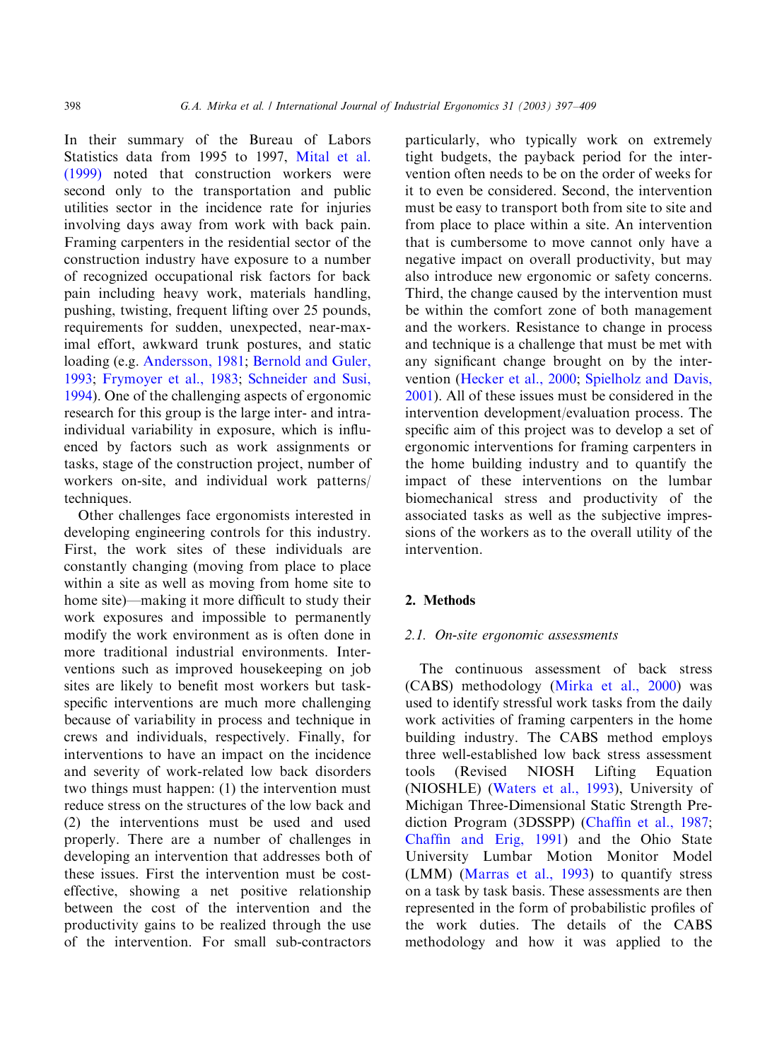In their summary of the Bureau of Labors Statistics data from 1995 to 1997, Mital et al. (1999) noted that construction workers were second only to the transportation and public utilities sector in the incidence rate for injuries involving days away from work with back pain. Framing carpenters in the residential sector of the construction industry have exposure to a number of recognized occupational risk factors for back pain including heavy work, materials handling, pushing, twisting, frequent lifting over 25 pounds, requirements for sudden, unexpected, near-maximal effort, awkward trunk postures, and static loading (e.g. Andersson, 1981; Bernold and Guler, 1993; Frymoyer et al., 1983; Schneider and Susi, 1994). One of the challenging aspects of ergonomic research for this group is the large inter- and intra-individual variability in exposure, which is influenced by factors such as work assignments or tasks, stage of the construction project, number of workers on-site, and individual work patterns/techniques.

Other challenges face ergonomists interested in developing engineering controls for this industry. First, the work sites of these individuals are constantly changing (moving from place to place within a site as well as moving from home site to home site)—making it more difficult to study their work exposures and impossible to permanently modify the work environment as is often done in more traditional industrial environments. Interventions such as improved housekeeping on job sites are likely to benefit most workers but task-specific interventions are much more challenging because of variability in process and technique in crews and individuals, respectively. Finally, for interventions to have an impact on the incidence and severity of work-related low back disorders two things must happen: (1) the intervention must reduce stress on the structures of the low back and (2) the interventions must be used and used properly. There are a number of challenges in developing an intervention that addresses both of these issues. First the intervention must be cost-effective, showing a net positive relationship between the cost of the intervention and the productivity gains to be realized through the use of the intervention. For small sub-contractors particularly, who typically work on extremely tight budgets, the payback period for the intervention often needs to be on the order of weeks for it to even be considered. Second, the intervention must be easy to transport both from site to site and from place to place within a site. An intervention that is cumbersome to move cannot only have a negative impact on overall productivity, but may also introduce new ergonomic or safety concerns. Third, the change caused by the intervention must be within the comfort zone of both management and the workers. Resistance to change in process and technique is a challenge that must be met with any significant change brought on by the intervention (Hecker et al., 2000; Spielholz and Davis, 2001). All of these issues must be considered in the intervention development/evaluation process. The specific aim of this project was to develop a set of ergonomic interventions for framing carpenters in the home building industry and to quantify the impact of these interventions on the lumbar biomechanical stress and productivity of the associated tasks as well as the subjective impressions of the workers as to the overall utility of the intervention.

## 2. Methods

### *2.1. On-site ergonomic assessments*

The continuous assessment of back stress (CABS) methodology (Mirka et al., 2000) was used to identify stressful work tasks from the daily work activities of framing carpenters in the home building industry. The CABS method employs three well-established low back stress assessment tools (Revised NIOSH Lifting Equation (NIOSHLE) (Waters et al., 1993), University of Michigan Three-Dimensional Static Strength Prediction Program (3DSSPP) (Chaffin et al., 1987; Chaffin and Erig, 1991) and the Ohio State University Lumbar Motion Monitor Model (LMM) (Marras et al., 1993) to quantify stress on a task by task basis. These assessments are then represented in the form of probabilistic profiles of the work duties. The details of the CABS methodology and how it was applied to the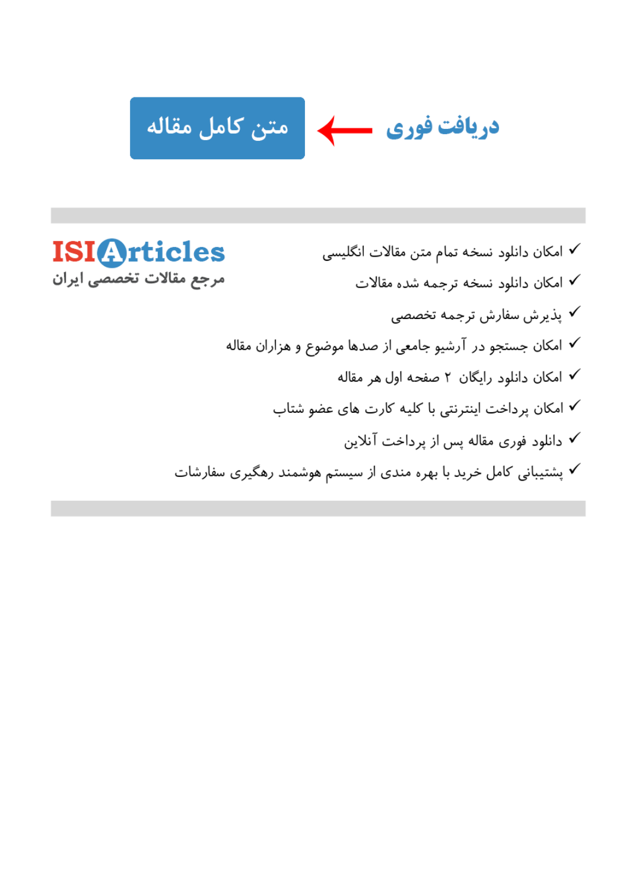دریافت فوری ← **متن کامل مقاله**

**ISIArticles**
مرجع مقالات تخصصی ایران

- ✓ امکان دانلود نسخه تمام متن مقالات انگلیسی
- ✓ امکان دانلود نسخه ترجمه شده مقالات
- ✓ پذیرش سفارش ترجمه تخصصی
- ✓ امکان جستجو در آرشیو جامعی از صدها موضوع و هزاران مقاله
- ✓ امکان دانلود رایگان ۲ صفحه اول هر مقاله
- ✓ امکان پرداخت اینترنتی با کلیه کارت های عضو شتاب
- ✓ دانلود فوری مقاله پس از پرداخت آنلاین
- ✓ پشتیبانی کامل خرید با بهره مندی از سیستم هوشمند رهگیری سفارشات